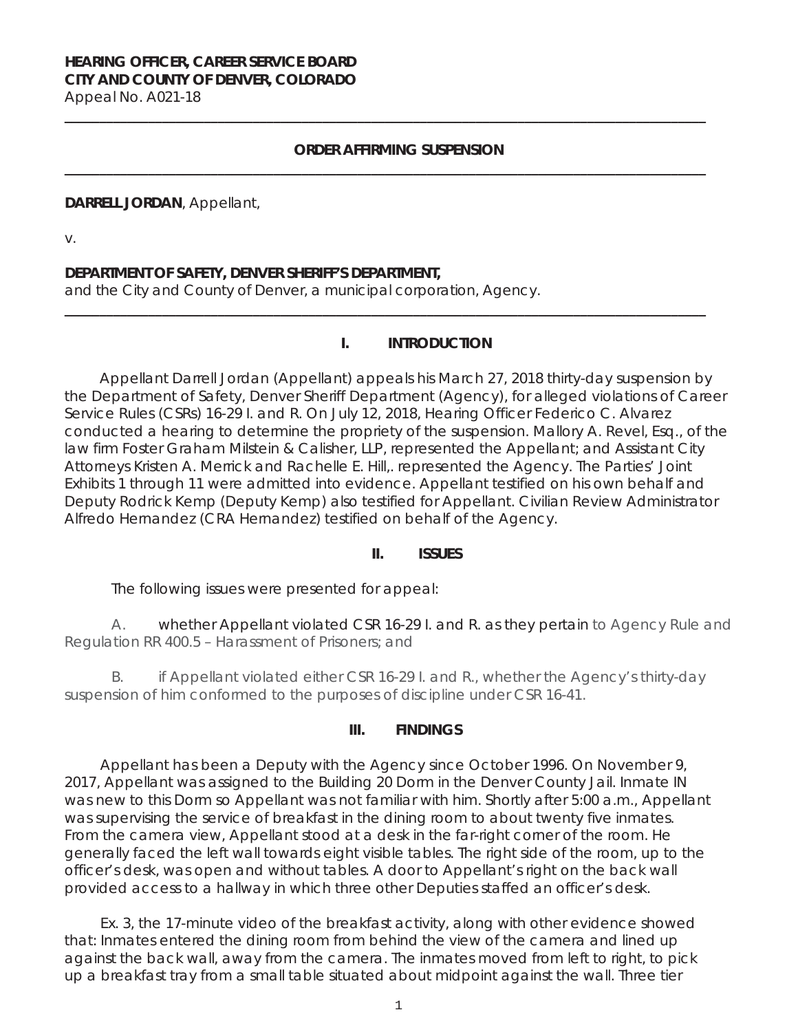**HEARING OFFICER, CAREER SERVICE BOARD**
**CITY AND COUNTY OF DENVER, COLORADO**
Appeal No. A021-18

---

**ORDER AFFIRMING SUSPENSION**

---

**DARRELL JORDAN**, Appellant,

v.

**DEPARTMENT OF SAFETY, DENVER SHERIFF'S DEPARTMENT,**
and the City and County of Denver, a municipal corporation, Agency.

---

## I. INTRODUCTION

Appellant Darrell Jordan (Appellant) appeals his March 27, 2018 thirty-day suspension by the Department of Safety, Denver Sheriff Department (Agency), for alleged violations of Career Service Rules (CSRs) 16-29 I. and R. On July 12, 2018, Hearing Officer Federico C. Alvarez conducted a hearing to determine the propriety of the suspension. Mallory A. Revel, Esq., of the law firm Foster Graham Milstein & Calisher, LLP, represented the Appellant; and Assistant City Attorneys Kristen A. Merrick and Rachelle E. Hill,. represented the Agency. The Parties' Joint Exhibits 1 through 11 were admitted into evidence. Appellant testified on his own behalf and Deputy Rodrick Kemp (Deputy Kemp) also testified for Appellant. Civilian Review Administrator Alfredo Hernandez (CRA Hernandez) testified on behalf of the Agency.

## II. ISSUES

The following issues were presented for appeal:

A. whether Appellant violated CSR 16-29 I. and R. as they pertain to Agency Rule and Regulation RR 400.5 – Harassment of Prisoners; and

B. if Appellant violated either CSR 16-29 I. and R., whether the Agency's thirty-day suspension of him conformed to the purposes of discipline under CSR 16-41.

## III. FINDINGS

Appellant has been a Deputy with the Agency since October 1996. On November 9, 2017, Appellant was assigned to the Building 20 Dorm in the Denver County Jail. Inmate IN was new to this Dorm so Appellant was not familiar with him. Shortly after 5:00 a.m., Appellant was supervising the service of breakfast in the dining room to about twenty five inmates. From the camera view, Appellant stood at a desk in the far-right corner of the room. He generally faced the left wall towards eight visible tables. The right side of the room, up to the officer's desk, was open and without tables. A door to Appellant's right on the back wall provided access to a hallway in which three other Deputies staffed an officer's desk.

Ex. 3, the 17-minute video of the breakfast activity, along with other evidence showed that: Inmates entered the dining room from behind the view of the camera and lined up against the back wall, away from the camera. The inmates moved from left to right, to pick up a breakfast tray from a small table situated about midpoint against the wall. Three tier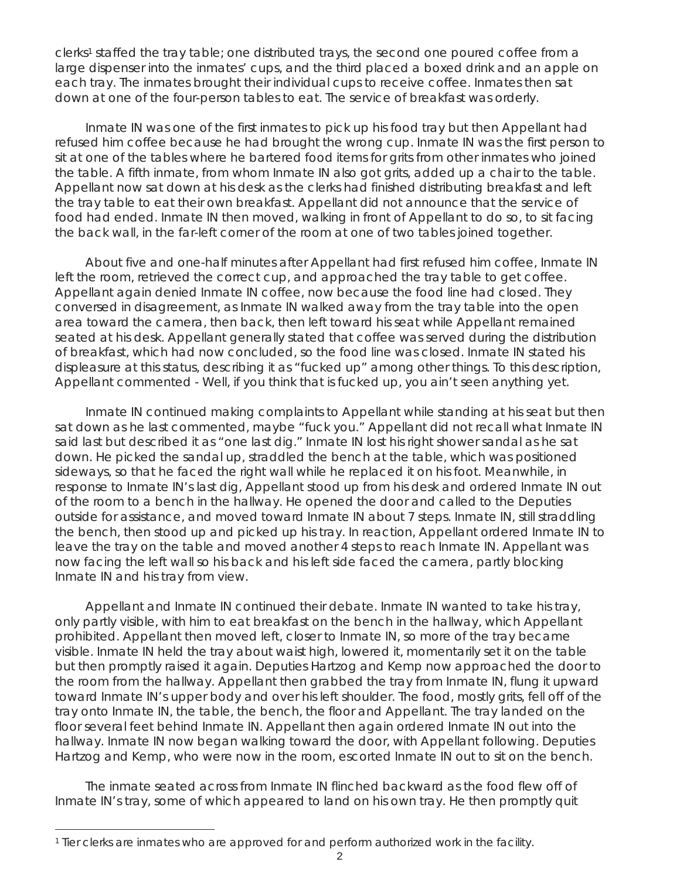clerks[1] staffed the tray table; one distributed trays, the second one poured coffee from a large dispenser into the inmates' cups, and the third placed a boxed drink and an apple on each tray. The inmates brought their individual cups to receive coffee. Inmates then sat down at one of the four-person tables to eat. The service of breakfast was orderly.

Inmate IN was one of the first inmates to pick up his food tray but then Appellant had refused him coffee because he had brought the wrong cup. Inmate IN was the first person to sit at one of the tables where he bartered food items for grits from other inmates who joined the table. A fifth inmate, from whom Inmate IN also got grits, added up a chair to the table. Appellant now sat down at his desk as the clerks had finished distributing breakfast and left the tray table to eat their own breakfast. Appellant did not announce that the service of food had ended. Inmate IN then moved, walking in front of Appellant to do so, to sit facing the back wall, in the far-left corner of the room at one of two tables joined together.

About five and one-half minutes after Appellant had first refused him coffee, Inmate IN left the room, retrieved the correct cup, and approached the tray table to get coffee. Appellant again denied Inmate IN coffee, now because the food line had closed. They conversed in disagreement, as Inmate IN walked away from the tray table into the open area toward the camera, then back, then left toward his seat while Appellant remained seated at his desk. Appellant generally stated that coffee was served during the distribution of breakfast, which had now concluded, so the food line was closed. Inmate IN stated his displeasure at this status, describing it as "fucked up" among other things. To this description, Appellant commented - Well, if you think that is fucked up, you ain't seen anything yet.

Inmate IN continued making complaints to Appellant while standing at his seat but then sat down as he last commented, maybe "fuck you." Appellant did not recall what Inmate IN said last but described it as "one last dig." Inmate IN lost his right shower sandal as he sat down. He picked the sandal up, straddled the bench at the table, which was positioned sideways, so that he faced the right wall while he replaced it on his foot. Meanwhile, in response to Inmate IN's last dig, Appellant stood up from his desk and ordered Inmate IN out of the room to a bench in the hallway. He opened the door and called to the Deputies outside for assistance, and moved toward Inmate IN about 7 steps. Inmate IN, still straddling the bench, then stood up and picked up his tray. In reaction, Appellant ordered Inmate IN to leave the tray on the table and moved another 4 steps to reach Inmate IN. Appellant was now facing the left wall so his back and his left side faced the camera, partly blocking Inmate IN and his tray from view.

Appellant and Inmate IN continued their debate. Inmate IN wanted to take his tray, only partly visible, with him to eat breakfast on the bench in the hallway, which Appellant prohibited. Appellant then moved left, closer to Inmate IN, so more of the tray became visible. Inmate IN held the tray about waist high, lowered it, momentarily set it on the table but then promptly raised it again. Deputies Hartzog and Kemp now approached the door to the room from the hallway. Appellant then grabbed the tray from Inmate IN, flung it upward toward Inmate IN's upper body and over his left shoulder. The food, mostly grits, fell off of the tray onto Inmate IN, the table, the bench, the floor and Appellant. The tray landed on the floor several feet behind Inmate IN. Appellant then again ordered Inmate IN out into the hallway. Inmate IN now began walking toward the door, with Appellant following. Deputies Hartzog and Kemp, who were now in the room, escorted Inmate IN out to sit on the bench.

The inmate seated across from Inmate IN flinched backward as the food flew off of Inmate IN's tray, some of which appeared to land on his own tray. He then promptly quit

[1] Tier clerks are inmates who are approved for and perform authorized work in the facility.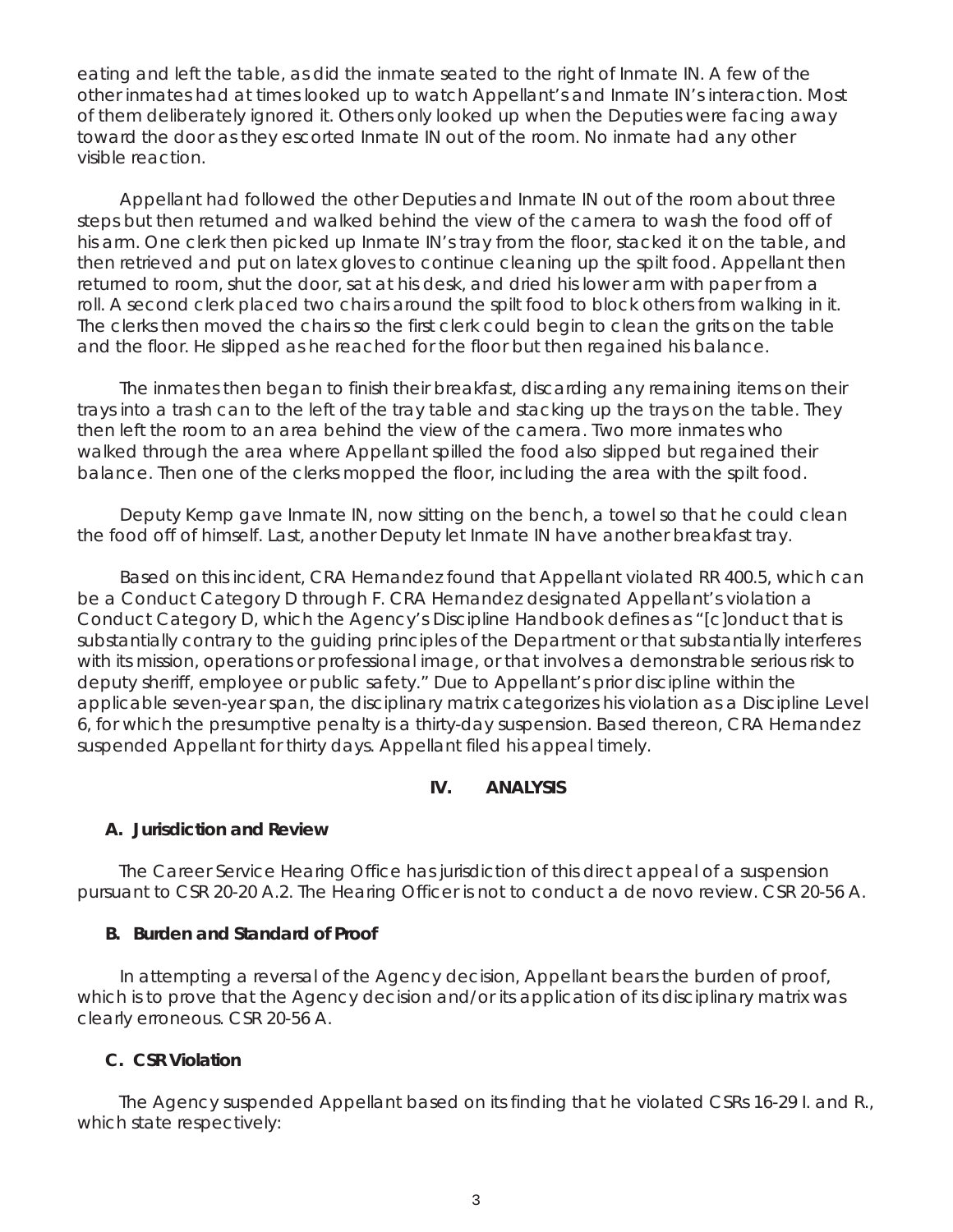eating and left the table, as did the inmate seated to the right of Inmate IN. A few of the other inmates had at times looked up to watch Appellant's and Inmate IN's interaction. Most of them deliberately ignored it. Others only looked up when the Deputies were facing away toward the door as they escorted Inmate IN out of the room. No inmate had any other visible reaction.

Appellant had followed the other Deputies and Inmate IN out of the room about three steps but then returned and walked behind the view of the camera to wash the food off of his arm. One clerk then picked up Inmate IN's tray from the floor, stacked it on the table, and then retrieved and put on latex gloves to continue cleaning up the spilt food. Appellant then returned to room, shut the door, sat at his desk, and dried his lower arm with paper from a roll. A second clerk placed two chairs around the spilt food to block others from walking in it. The clerks then moved the chairs so the first clerk could begin to clean the grits on the table and the floor. He slipped as he reached for the floor but then regained his balance.

The inmates then began to finish their breakfast, discarding any remaining items on their trays into a trash can to the left of the tray table and stacking up the trays on the table. They then left the room to an area behind the view of the camera. Two more inmates who walked through the area where Appellant spilled the food also slipped but regained their balance. Then one of the clerks mopped the floor, including the area with the spilt food.

Deputy Kemp gave Inmate IN, now sitting on the bench, a towel so that he could clean the food off of himself. Last, another Deputy let Inmate IN have another breakfast tray.

Based on this incident, CRA Hernandez found that Appellant violated RR 400.5, which can be a Conduct Category D through F. CRA Hernandez designated Appellant's violation a Conduct Category D, which the Agency's Discipline Handbook defines as "[c]onduct that is substantially contrary to the guiding principles of the Department or that substantially interferes with its mission, operations or professional image, or that involves a demonstrable serious risk to deputy sheriff, employee or public safety." Due to Appellant's prior discipline within the applicable seven-year span, the disciplinary matrix categorizes his violation as a Discipline Level 6, for which the presumptive penalty is a thirty-day suspension. Based thereon, CRA Hernandez suspended Appellant for thirty days. Appellant filed his appeal timely.

## IV. ANALYSIS

### A. Jurisdiction and Review

The Career Service Hearing Office has jurisdiction of this direct appeal of a suspension pursuant to CSR 20-20 A.2. The Hearing Officer is not to conduct a de novo review. CSR 20-56 A.

### B. Burden and Standard of Proof

In attempting a reversal of the Agency decision, Appellant bears the burden of proof, which is to prove that the Agency decision and/or its application of its disciplinary matrix was clearly erroneous. CSR 20-56 A.

### C. CSR Violation

The Agency suspended Appellant based on its finding that he violated CSRs 16-29 I. and R., which state respectively: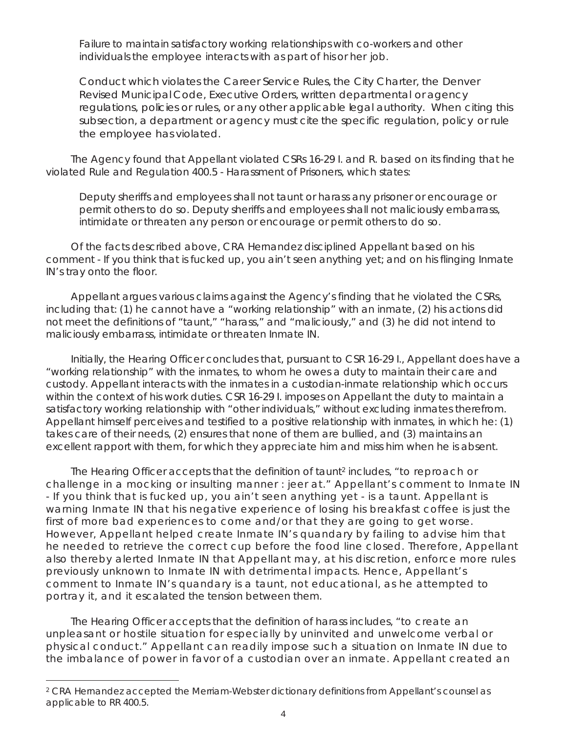Failure to maintain satisfactory working relationships with co-workers and other individuals the employee interacts with as part of his or her job.

Conduct which violates the Career Service Rules, the City Charter, the Denver Revised Municipal Code, Executive Orders, written departmental or agency regulations, policies or rules, or any other applicable legal authority. When citing this subsection, a department or agency must cite the specific regulation, policy or rule the employee has violated.

The Agency found that Appellant violated CSRs 16-29 I. and R. based on its finding that he violated Rule and Regulation 400.5 - Harassment of Prisoners, which states:

Deputy sheriffs and employees shall not taunt or harass any prisoner or encourage or permit others to do so. Deputy sheriffs and employees shall not maliciously embarrass, intimidate or threaten any person or encourage or permit others to do so.

Of the facts described above, CRA Hernandez disciplined Appellant based on his comment - If you think that is fucked up, you ain't seen anything yet; and on his flinging Inmate IN's tray onto the floor.

Appellant argues various claims against the Agency's finding that he violated the CSRs, including that: (1) he cannot have a "working relationship" with an inmate, (2) his actions did not meet the definitions of "taunt," "harass," and "maliciously," and (3) he did not intend to maliciously embarrass, intimidate or threaten Inmate IN.

Initially, the Hearing Officer concludes that, pursuant to CSR 16-29 I., Appellant does have a "working relationship" with the inmates, to whom he owes a duty to maintain their care and custody. Appellant interacts with the inmates in a custodian-inmate relationship which occurs within the context of his work duties. CSR 16-29 I. imposes on Appellant the duty to maintain a satisfactory working relationship with "other individuals," without excluding inmates therefrom. Appellant himself perceives and testified to a positive relationship with inmates, in which he: (1) takes care of their needs, (2) ensures that none of them are bullied, and (3) maintains an excellent rapport with them, for which they appreciate him and miss him when he is absent.

The Hearing Officer accepts that the definition of taunt[2] includes, "to reproach or challenge in a mocking or insulting manner : jeer at." Appellant's comment to Inmate IN - If you think that is fucked up, you ain't seen anything yet - is a taunt. Appellant is warning Inmate IN that his negative experience of losing his breakfast coffee is just the first of more bad experiences to come and/or that they are going to get worse. However, Appellant helped create Inmate IN's quandary by failing to advise him that he needed to retrieve the correct cup before the food line closed. Therefore, Appellant also thereby alerted Inmate IN that Appellant may, at his discretion, enforce more rules previously unknown to Inmate IN with detrimental impacts. Hence, Appellant's comment to Inmate IN's quandary is a taunt, not educational, as he attempted to portray it, and it escalated the tension between them.

The Hearing Officer accepts that the definition of harass includes, "to create an unpleasant or hostile situation for especially by uninvited and unwelcome verbal or physical conduct." Appellant can readily impose such a situation on Inmate IN due to the imbalance of power in favor of a custodian over an inmate. Appellant created an

[2] CRA Hernandez accepted the Merriam-Webster dictionary definitions from Appellant's counsel as applicable to RR 400.5.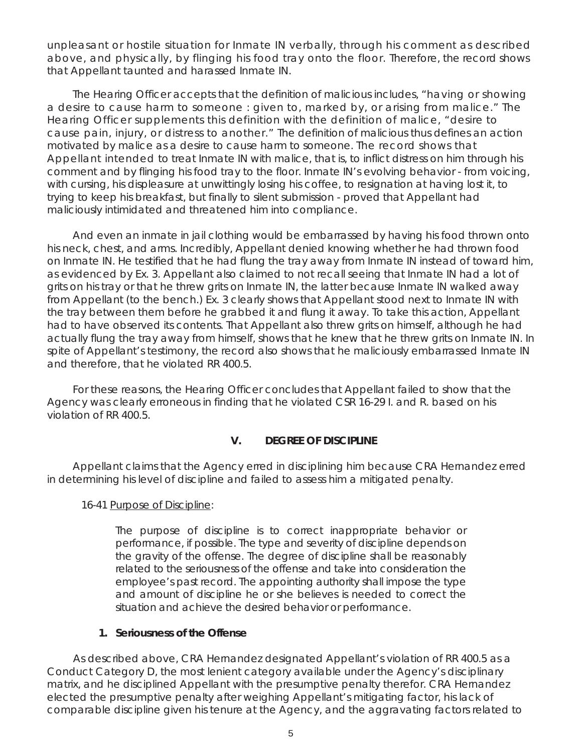unpleasant or hostile situation for Inmate IN verbally, through his comment as described above, and physically, by flinging his food tray onto the floor. Therefore, the record shows that Appellant taunted and harassed Inmate IN.

The Hearing Officer accepts that the definition of malicious includes, "having or showing a desire to cause harm to someone : given to, marked by, or arising from malice." The Hearing Officer supplements this definition with the definition of malice, "desire to cause pain, injury, or distress to another." The definition of malicious thus defines an action motivated by malice as a desire to cause harm to someone. The record shows that Appellant intended to treat Inmate IN with malice, that is, to inflict distress on him through his comment and by flinging his food tray to the floor. Inmate IN's evolving behavior - from voicing, with cursing, his displeasure at unwittingly losing his coffee, to resignation at having lost it, to trying to keep his breakfast, but finally to silent submission - proved that Appellant had maliciously intimidated and threatened him into compliance.

And even an inmate in jail clothing would be embarrassed by having his food thrown onto his neck, chest, and arms. Incredibly, Appellant denied knowing whether he had thrown food on Inmate IN. He testified that he had flung the tray away from Inmate IN instead of toward him, as evidenced by Ex. 3. Appellant also claimed to not recall seeing that Inmate IN had a lot of grits on his tray or that he threw grits on Inmate IN, the latter because Inmate IN walked away from Appellant (to the bench.) Ex. 3 clearly shows that Appellant stood next to Inmate IN with the tray between them before he grabbed it and flung it away. To take this action, Appellant had to have observed its contents. That Appellant also threw grits on himself, although he had actually flung the tray away from himself, shows that he knew that he threw grits on Inmate IN. In spite of Appellant's testimony, the record also shows that he maliciously embarrassed Inmate IN and therefore, that he violated RR 400.5.

For these reasons, the Hearing Officer concludes that Appellant failed to show that the Agency was clearly erroneous in finding that he violated CSR 16-29 I. and R. based on his violation of RR 400.5.

## V. DEGREE OF DISCIPLINE

Appellant claims that the Agency erred in disciplining him because CRA Hernandez erred in determining his level of discipline and failed to assess him a mitigated penalty.

16-41 Purpose of Discipline:

> The purpose of discipline is to correct inappropriate behavior or performance, if possible. The type and severity of discipline depends on the gravity of the offense. The degree of discipline shall be reasonably related to the seriousness of the offense and take into consideration the employee's past record. The appointing authority shall impose the type and amount of discipline he or she believes is needed to correct the situation and achieve the desired behavior or performance.

### 1. Seriousness of the Offense

As described above, CRA Hernandez designated Appellant's violation of RR 400.5 as a Conduct Category D, the most lenient category available under the Agency's disciplinary matrix, and he disciplined Appellant with the presumptive penalty therefor. CRA Hernandez elected the presumptive penalty after weighing Appellant's mitigating factor, his lack of comparable discipline given his tenure at the Agency, and the aggravating factors related to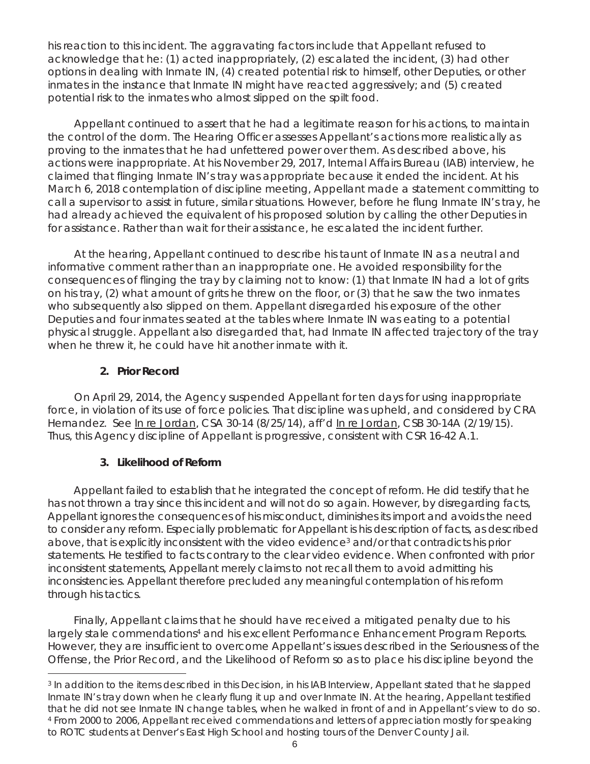his reaction to this incident. The aggravating factors include that Appellant refused to acknowledge that he: (1) acted inappropriately, (2) escalated the incident, (3) had other options in dealing with Inmate IN, (4) created potential risk to himself, other Deputies, or other inmates in the instance that Inmate IN might have reacted aggressively; and (5) created potential risk to the inmates who almost slipped on the spilt food.

Appellant continued to assert that he had a legitimate reason for his actions, to maintain the control of the dorm. The Hearing Officer assesses Appellant's actions more realistically as proving to the inmates that he had unfettered power over them. As described above, his actions were inappropriate. At his November 29, 2017, Internal Affairs Bureau (IAB) interview, he claimed that flinging Inmate IN's tray was appropriate because it ended the incident. At his March 6, 2018 contemplation of discipline meeting, Appellant made a statement committing to call a supervisor to assist in future, similar situations. However, before he flung Inmate IN's tray, he had already achieved the equivalent of his proposed solution by calling the other Deputies in for assistance. Rather than wait for their assistance, he escalated the incident further.

At the hearing, Appellant continued to describe his taunt of Inmate IN as a neutral and informative comment rather than an inappropriate one. He avoided responsibility for the consequences of flinging the tray by claiming not to know: (1) that Inmate IN had a lot of grits on his tray, (2) what amount of grits he threw on the floor, or (3) that he saw the two inmates who subsequently also slipped on them. Appellant disregarded his exposure of the other Deputies and four inmates seated at the tables where Inmate IN was eating to a potential physical struggle. Appellant also disregarded that, had Inmate IN affected trajectory of the tray when he threw it, he could have hit another inmate with it.

### 2. Prior Record

On April 29, 2014, the Agency suspended Appellant for ten days for using inappropriate force, in violation of its use of force policies. That discipline was upheld, and considered by CRA Hernandez. See In re Jordan, CSA 30-14 (8/25/14), aff'd In re Jordan, CSB 30-14A (2/19/15). Thus, this Agency discipline of Appellant is progressive, consistent with CSR 16-42 A.1.

### 3. Likelihood of Reform

Appellant failed to establish that he integrated the concept of reform. He did testify that he has not thrown a tray since this incident and will not do so again. However, by disregarding facts, Appellant ignores the consequences of his misconduct, diminishes its import and avoids the need to consider any reform. Especially problematic for Appellant is his description of facts, as described above, that is explicitly inconsistent with the video evidence[3] and/or that contradicts his prior statements. He testified to facts contrary to the clear video evidence. When confronted with prior inconsistent statements, Appellant merely claims to not recall them to avoid admitting his inconsistencies. Appellant therefore precluded any meaningful contemplation of his reform through his tactics.

Finally, Appellant claims that he should have received a mitigated penalty due to his largely stale commendations[4] and his excellent Performance Enhancement Program Reports. However, they are insufficient to overcome Appellant's issues described in the Seriousness of the Offense, the Prior Record, and the Likelihood of Reform so as to place his discipline beyond the

---

[3] In addition to the items described in this Decision, in his IAB Interview, Appellant stated that he slapped Inmate IN's tray down when he clearly flung it up and over Inmate IN. At the hearing, Appellant testified that he did not see Inmate IN change tables, when he walked in front of and in Appellant's view to do so.

[4] From 2000 to 2006, Appellant received commendations and letters of appreciation mostly for speaking to ROTC students at Denver's East High School and hosting tours of the Denver County Jail.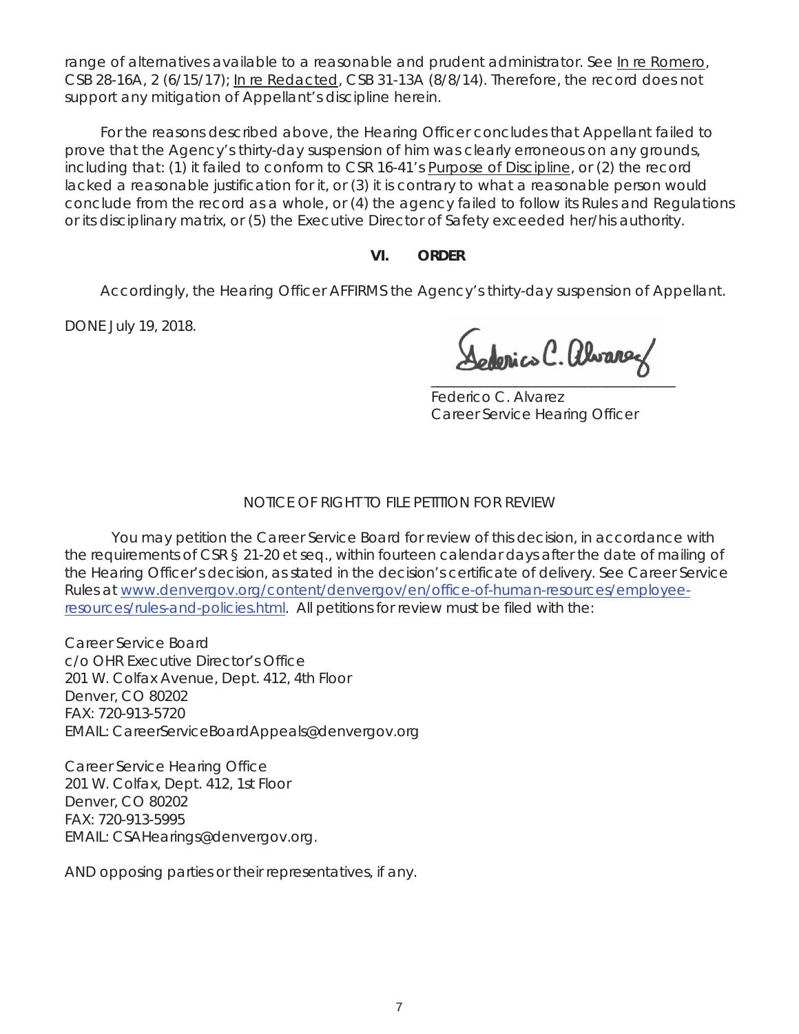range of alternatives available to a reasonable and prudent administrator. See In re Romero, CSB 28-16A, 2 (6/15/17); In re Redacted, CSB 31-13A (8/8/14). Therefore, the record does not support any mitigation of Appellant's discipline herein.

For the reasons described above, the Hearing Officer concludes that Appellant failed to prove that the Agency's thirty-day suspension of him was clearly erroneous on any grounds, including that: (1) it failed to conform to CSR 16-41's Purpose of Discipline, or (2) the record lacked a reasonable justification for it, or (3) it is contrary to what a reasonable person would conclude from the record as a whole, or (4) the agency failed to follow its Rules and Regulations or its disciplinary matrix, or (5) the Executive Director of Safety exceeded her/his authority.

## VI. ORDER

Accordingly, the Hearing Officer AFFIRMS the Agency's thirty-day suspension of Appellant.

DONE July 19, 2018.

Federico C. Alvarez
Career Service Hearing Officer

NOTICE OF RIGHT TO FILE PETITION FOR REVIEW

You may petition the Career Service Board for review of this decision, in accordance with the requirements of CSR § 21-20 et seq., within fourteen calendar days after the date of mailing of the Hearing Officer's decision, as stated in the decision's certificate of delivery. See Career Service Rules at www.denvergov.org/content/denvergov/en/office-of-human-resources/employee-resources/rules-and-policies.html. All petitions for review must be filed with the:

Career Service Board
c/o OHR Executive Director's Office
201 W. Colfax Avenue, Dept. 412, 4th Floor
Denver, CO 80202
FAX: 720-913-5720
EMAIL: CareerServiceBoardAppeals@denvergov.org

Career Service Hearing Office
201 W. Colfax, Dept. 412, 1st Floor
Denver, CO 80202
FAX: 720-913-5995
EMAIL: CSAHearings@denvergov.org.

AND opposing parties or their representatives, if any.